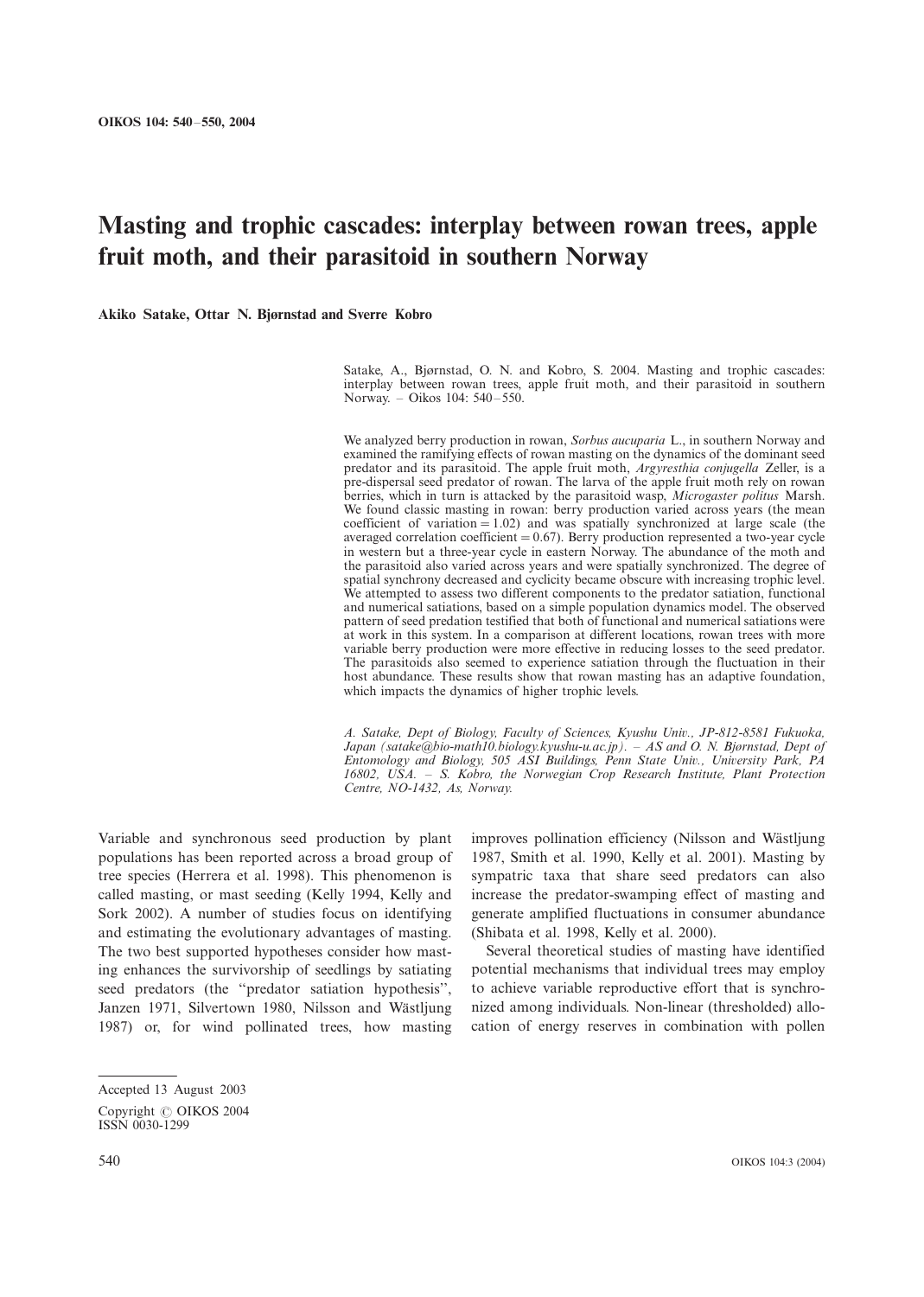# Masting and trophic cascades: interplay between rowan trees, apple fruit moth, and their parasitoid in southern Norway

**Akiko Satake, Ottar N. Bjørnstad and Sverre Kobro**

Satake, A., Bjørnstad, O. N. and Kobro, S. 2004. Masting and trophic cascades: interplay between rowan trees, apple fruit moth, and their parasitoid in southern Norway. – Oikos 104: 540–550.

We analyzed berry production in rowan, *Sorbus aucuparia* L., in southern Norway and examined the ramifying effects of rowan masting on the dynamics of the dominant seed predator and its parasitoid. The apple fruit moth, *Argyresthia conjugella* Zeller, is a pre-dispersal seed predator of rowan. The larva of the apple fruit moth rely on rowan berries, which in turn is attacked by the parasitoid wasp, *Microgaster politus* Marsh. We found classic masting in rowan: berry production varied across years (the mean coefficient of variation = 1.02) and was spatially synchronized at large scale (the averaged correlation coefficient = 0.67). Berry production represented a two-year cycle in western but a three-year cycle in eastern Norway. The abundance of the moth and the parasitoid also varied across years and were spatially synchronized. The degree of spatial synchrony decreased and cyclicity became obscure with increasing trophic level. We attempted to assess two different components to the predator satiation, functional and numerical satiations, based on a simple population dynamics model. The observed pattern of seed predation testified that both of functional and numerical satiations were at work in this system. In a comparison at different locations, rowan trees with more variable berry production were more effective in reducing losses to the seed predator. The parasitoids also seemed to experience satiation through the fluctuation in their host abundance. These results show that rowan masting has an adaptive foundation, which impacts the dynamics of higher trophic levels.

*A. Satake, Dept of Biology, Faculty of Sciences, Kyushu Univ., JP-812-8581 Fukuoka, Japan (satake@bio-math10.biology.kyushu-u.ac.jp). – AS and O. N. Bjørnstad, Dept of Entomology and Biology, 505 ASI Buildings, Penn State Univ., University Park, PA 16802, USA. – S. Kobro, the Norwegian Crop Research Institute, Plant Protection Centre, NO-1432, Ås, Norway.*

Variable and synchronous seed production by plant populations has been reported across a broad group of tree species (Herrera et al. 1998). This phenomenon is called masting, or mast seeding (Kelly 1994, Kelly and Sork 2002). A number of studies focus on identifying and estimating the evolutionary advantages of masting. The two best supported hypotheses consider how masting enhances the survivorship of seedlings by satiating seed predators (the "predator satiation hypothesis", Janzen 1971, Silvertown 1980, Nilsson and Wästljung 1987) or, for wind pollinated trees, how masting improves pollination efficiency (Nilsson and Wästljung 1987, Smith et al. 1990, Kelly et al. 2001). Masting by sympatric taxa that share seed predators can also increase the predator-swamping effect of masting and generate amplified fluctuations in consumer abundance (Shibata et al. 1998, Kelly et al. 2000).

Several theoretical studies of masting have identified potential mechanisms that individual trees may employ to achieve variable reproductive effort that is synchronized among individuals. Non-linear (thresholded) allocation of energy reserves in combination with pollen

Accepted 13 August 2003

Copyright © OIKOS 2004
ISSN 0030-1299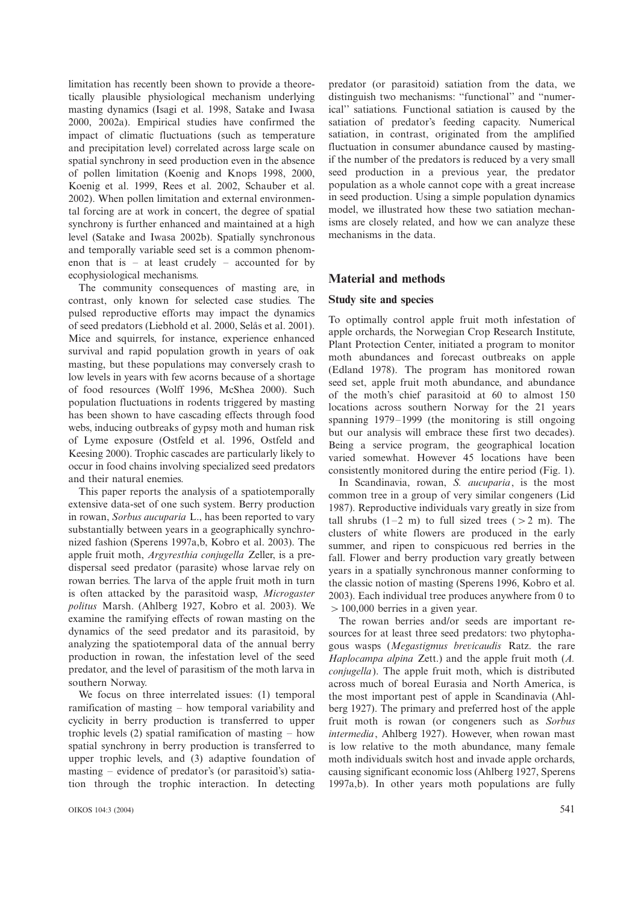limitation has recently been shown to provide a theoretically plausible physiological mechanism underlying masting dynamics (Isagi et al. 1998, Satake and Iwasa 2000, 2002a). Empirical studies have confirmed the impact of climatic fluctuations (such as temperature and precipitation level) correlated across large scale on spatial synchrony in seed production even in the absence of pollen limitation (Koenig and Knops 1998, 2000, Koenig et al. 1999, Rees et al. 2002, Schauber et al. 2002). When pollen limitation and external environmental forcing are at work in concert, the degree of spatial synchrony is further enhanced and maintained at a high level (Satake and Iwasa 2002b). Spatially synchronous and temporally variable seed set is a common phenomenon that is – at least crudely – accounted for by ecophysiological mechanisms.

The community consequences of masting are, in contrast, only known for selected case studies. The pulsed reproductive efforts may impact the dynamics of seed predators (Liebhold et al. 2000, Selås et al. 2001). Mice and squirrels, for instance, experience enhanced survival and rapid population growth in years of oak masting, but these populations may conversely crash to low levels in years with few acorns because of a shortage of food resources (Wolff 1996, McShea 2000). Such population fluctuations in rodents triggered by masting has been shown to have cascading effects through food webs, inducing outbreaks of gypsy moth and human risk of Lyme exposure (Ostfeld et al. 1996, Ostfeld and Keesing 2000). Trophic cascades are particularly likely to occur in food chains involving specialized seed predators and their natural enemies.

This paper reports the analysis of a spatiotemporally extensive data-set of one such system. Berry production in rowan, *Sorbus aucuparia* L., has been reported to vary substantially between years in a geographically synchronized fashion (Sperens 1997a,b, Kobro et al. 2003). The apple fruit moth, *Argyresthia conjugella* Zeller, is a pre-dispersal seed predator (parasite) whose larvae rely on rowan berries. The larva of the apple fruit moth in turn is often attacked by the parasitoid wasp, *Microgaster politus* Marsh. (Ahlberg 1927, Kobro et al. 2003). We examine the ramifying effects of rowan masting on the dynamics of the seed predator and its parasitoid, by analyzing the spatiotemporal data of the annual berry production in rowan, the infestation level of the seed predator, and the level of parasitism of the moth larva in southern Norway.

We focus on three interrelated issues: (1) temporal ramification of masting – how temporal variability and cyclicity in berry production is transferred to upper trophic levels (2) spatial ramification of masting – how spatial synchrony in berry production is transferred to upper trophic levels, and (3) adaptive foundation of masting – evidence of predator's (or parasitoid's) satiation through the trophic interaction. In detecting predator (or parasitoid) satiation from the data, we distinguish two mechanisms: "functional" and "numerical" satiations. Functional satiation is caused by the satiation of predator's feeding capacity. Numerical satiation, in contrast, originated from the amplified fluctuation in consumer abundance caused by masting-if the number of the predators is reduced by a very small seed production in a previous year, the predator population as a whole cannot cope with a great increase in seed production. Using a simple population dynamics model, we illustrated how these two satiation mechanisms are closely related, and how we can analyze these mechanisms in the data.

## Material and methods

### Study site and species

To optimally control apple fruit moth infestation of apple orchards, the Norwegian Crop Research Institute, Plant Protection Center, initiated a program to monitor moth abundances and forecast outbreaks on apple (Edland 1978). The program has monitored rowan seed set, apple fruit moth abundance, and abundance of the moth's chief parasitoid at 60 to almost 150 locations across southern Norway for the 21 years spanning 1979–1999 (the monitoring is still ongoing but our analysis will embrace these first two decades). Being a service program, the geographical location varied somewhat. However 45 locations have been consistently monitored during the entire period (Fig. 1).

In Scandinavia, rowan, *S. aucuparia*, is the most common tree in a group of very similar congeners (Lid 1987). Reproductive individuals vary greatly in size from tall shrubs (1–2 m) to full sized trees ($>2$ m). The clusters of white flowers are produced in the early summer, and ripen to conspicuous red berries in the fall. Flower and berry production vary greatly between years in a spatially synchronous manner conforming to the classic notion of masting (Sperens 1996, Kobro et al. 2003). Each individual tree produces anywhere from 0 to $>100{,}000$ berries in a given year.

The rowan berries and/or seeds are important resources for at least three seed predators: two phytophagous wasps (*Megastigmus brevicaudis* Ratz. the rare *Haplocampa alpina* Zett.) and the apple fruit moth (*A. conjugella*). The apple fruit moth, which is distributed across much of boreal Eurasia and North America, is the most important pest of apple in Scandinavia (Ahlberg 1927). The primary and preferred host of the apple fruit moth is rowan (or congeners such as *Sorbus intermedia*, Ahlberg 1927). However, when rowan mast is low relative to the moth abundance, many female moth individuals switch host and invade apple orchards, causing significant economic loss (Ahlberg 1927, Sperens 1997a,b). In other years moth populations are fully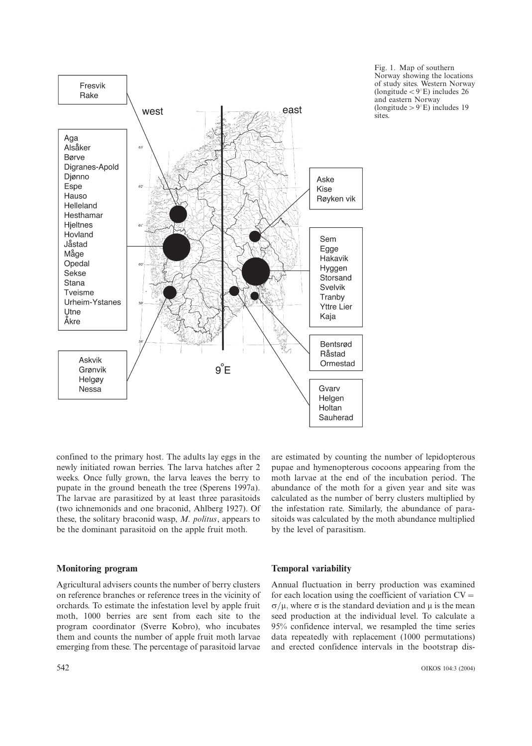Fig. 1. Map of southern Norway showing the locations of study sites. Western Norway (longitude $< 9°E$) includes 26 and eastern Norway (longitude $> 9°E$) includes 19 sites.

confined to the primary host. The adults lay eggs in the newly initiated rowan berries. The larva hatches after 2 weeks. Once fully grown, the larva leaves the berry to pupate in the ground beneath the tree (Sperens 1997a). The larvae are parasitized by at least three parasitoids (two ichnemonids and one braconid, Ahlberg 1927). Of these, the solitary braconid wasp, *M. politus*, appears to be the dominant parasitoid on the apple fruit moth.

## Monitoring program

Agricultural advisers counts the number of berry clusters on reference branches or reference trees in the vicinity of orchards. To estimate the infestation level by apple fruit moth, 1000 berries are sent from each site to the program coordinator (Sverre Kobro), who incubates them and counts the number of apple fruit moth larvae emerging from these. The percentage of parasitoid larvae are estimated by counting the number of lepidopterous pupae and hymenopterous cocoons appearing from the moth larvae at the end of the incubation period. The abundance of the moth for a given year and site was calculated as the number of berry clusters multiplied by the infestation rate. Similarly, the abundance of parasitoids was calculated by the moth abundance multiplied by the level of parasitism.

## Temporal variability

Annual fluctuation in berry production was examined for each location using the coefficient of variation $CV = \sigma/\mu$, where $\sigma$ is the standard deviation and $\mu$ is the mean seed production at the individual level. To calculate a 95% confidence interval, we resampled the time series data repeatedly with replacement (1000 permutations) and erected confidence intervals in the bootstrap dis-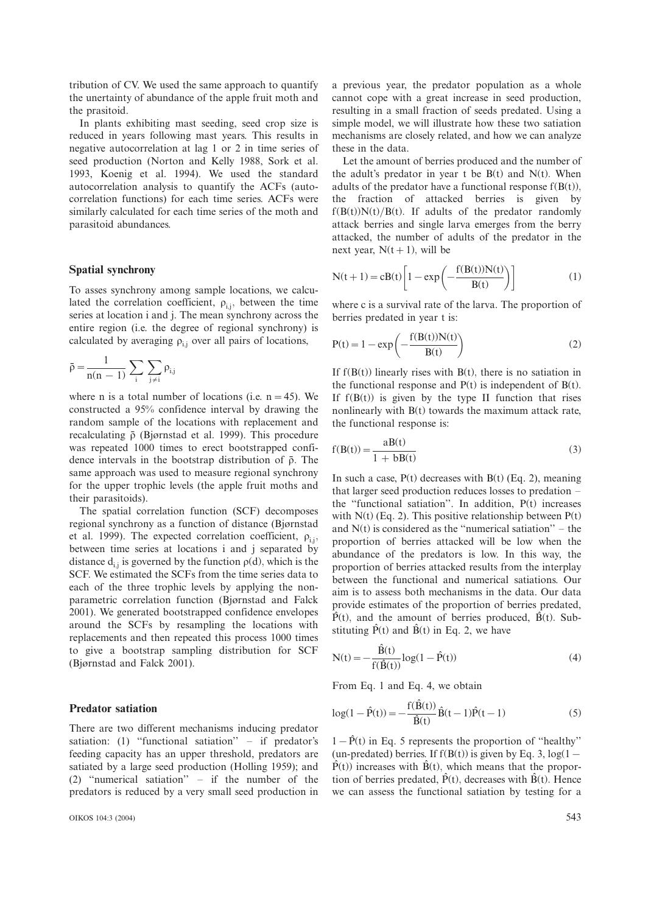tribution of CV. We used the same approach to quantify the unertainty of abundance of the apple fruit moth and the prasitoid.

In plants exhibiting mast seeding, seed crop size is reduced in years following mast years. This results in negative autocorrelation at lag 1 or 2 in time series of seed production (Norton and Kelly 1988, Sork et al. 1993, Koenig et al. 1994). We used the standard autocorrelation analysis to quantify the ACFs (autocorrelation functions) for each time series. ACFs were similarly calculated for each time series of the moth and parasitoid abundances.

### Spatial synchrony

To asses synchrony among sample locations, we calculated the correlation coefficient, $\rho_{i,j}$, between the time series at location i and j. The mean synchrony across the entire region (i.e. the degree of regional synchrony) is calculated by averaging $\rho_{i,j}$ over all pairs of locations,

$$\bar{\rho} = \frac{1}{n(n-1)} \sum_{i} \sum_{j \neq i} \rho_{i,j}$$

where n is a total number of locations (i.e. $n = 45$). We constructed a 95% confidence interval by drawing the random sample of the locations with replacement and recalculating $\bar{\rho}$ (Bjørnstad et al. 1999). This procedure was repeated 1000 times to erect bootstrapped confidence intervals in the bootstrap distribution of $\bar{\rho}$. The same approach was used to measure regional synchrony for the upper trophic levels (the apple fruit moths and their parasitoids).

The spatial correlation function (SCF) decomposes regional synchrony as a function of distance (Bjørnstad et al. 1999). The expected correlation coefficient, $\rho_{i,j}$, between time series at locations i and j separated by distance $d_{i,j}$ is governed by the function $\rho(d)$, which is the SCF. We estimated the SCFs from the time series data to each of the three trophic levels by applying the nonparametric correlation function (Bjørnstad and Falck 2001). We generated bootstrapped confidence envelopes around the SCFs by resampling the locations with replacements and then repeated this process 1000 times to give a bootstrap sampling distribution for SCF (Bjørnstad and Falck 2001).

### Predator satiation

There are two different mechanisms inducing predator satiation: (1) "functional satiation" – if predator's feeding capacity has an upper threshold, predators are satiated by a large seed production (Holling 1959); and (2) "numerical satiation" – if the number of the predators is reduced by a very small seed production in a previous year, the predator population as a whole cannot cope with a great increase in seed production, resulting in a small fraction of seeds predated. Using a simple model, we will illustrate how these two satiation mechanisms are closely related, and how we can analyze these in the data.

Let the amount of berries produced and the number of the adult's predator in year t be B(t) and N(t). When adults of the predator have a functional response f(B(t)), the fraction of attacked berries is given by $f(B(t))N(t)/B(t)$. If adults of the predator randomly attack berries and single larva emerges from the berry attacked, the number of adults of the predator in the next year, $N(t+1)$, will be

$$N(t+1) = cB(t)\left[1 - \exp\left(-\frac{f(B(t))N(t)}{B(t)}\right)\right] \tag{1}$$

where c is a survival rate of the larva. The proportion of berries predated in year t is:

$$P(t) = 1 - \exp\left(-\frac{f(B(t))N(t)}{B(t)}\right) \tag{2}$$

If f(B(t)) linearly rises with B(t), there is no satiation in the functional response and P(t) is independent of B(t). If f(B(t)) is given by the type II function that rises nonlinearly with B(t) towards the maximum attack rate, the functional response is:

$$f(B(t)) = \frac{aB(t)}{1 + bB(t)} \tag{3}$$

In such a case, P(t) decreases with B(t) (Eq. 2), meaning that larger seed production reduces losses to predation – the "functional satiation". In addition, P(t) increases with N(t) (Eq. 2). This positive relationship between P(t) and N(t) is considered as the "numerical satiation" – the proportion of berries attacked will be low when the abundance of the predators is low. In this way, the proportion of berries attacked results from the interplay between the functional and numerical satiations. Our aim is to assess both mechanisms in the data. Our data provide estimates of the proportion of berries predated, $\hat{P}(t)$, and the amount of berries produced, $\hat{B}(t)$. Substituting $\hat{P}(t)$ and $\hat{B}(t)$ in Eq. 2, we have

$$N(t) = -\frac{\hat{B}(t)}{f(\hat{B}(t))}\log(1 - \hat{P}(t)) \tag{4}$$

From Eq. 1 and Eq. 4, we obtain

$$\log(1 - \hat{P}(t)) = -\frac{f(\hat{B}(t))}{\hat{B}(t)}\hat{B}(t-1)\hat{P}(t-1) \tag{5}$$

$1 - \hat{P}(t)$ in Eq. 5 represents the proportion of "healthy" (un-predated) berries. If f(B(t)) is given by Eq. 3, $\log(1 - \hat{P}(t))$ increases with $\hat{B}(t)$, which means that the proportion of berries predated, $\hat{P}(t)$, decreases with $\hat{B}(t)$. Hence we can assess the functional satiation by testing for a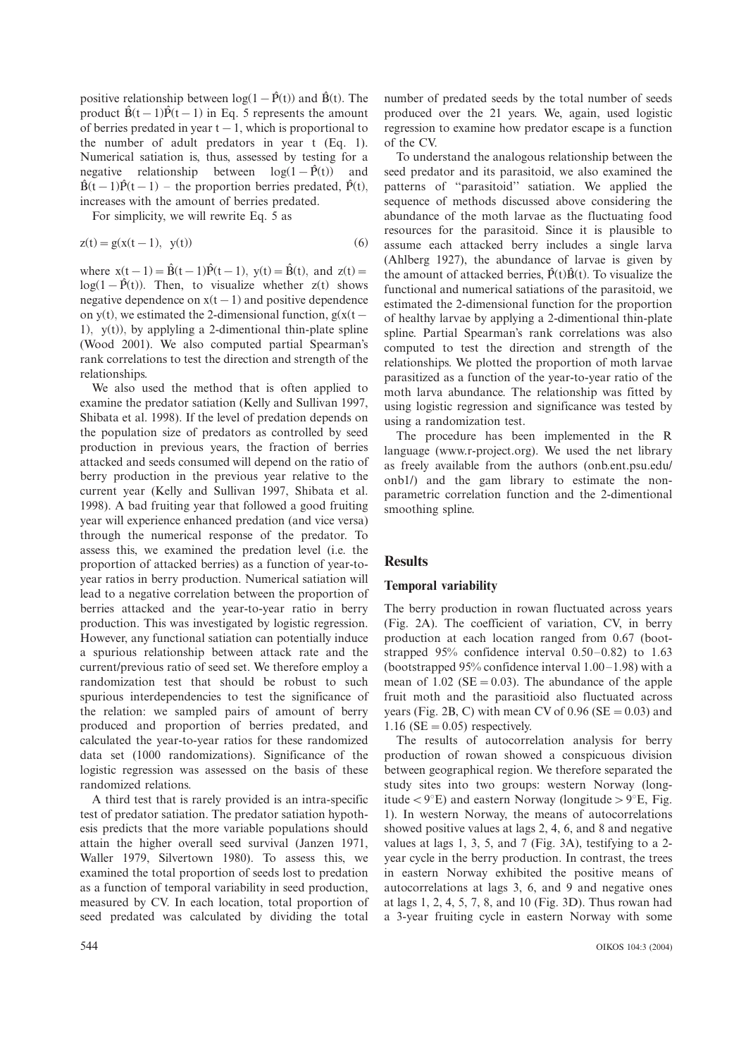positive relationship between $\log(1-\hat{P}(t))$ and $\hat{B}(t)$. The product $\hat{B}(t-1)\hat{P}(t-1)$ in Eq. 5 represents the amount of berries predated in year $t-1$, which is proportional to the number of adult predators in year t (Eq. 1). Numerical satiation is, thus, assessed by testing for a negative relationship between $\log(1-\hat{P}(t))$ and $\hat{B}(t-1)\hat{P}(t-1)$ – the proportion berries predated, $\hat{P}(t)$, increases with the amount of berries predated.

For simplicity, we will rewrite Eq. 5 as

$$z(t) = g(x(t-1),\ y(t)) \tag{6}$$

where $x(t-1) = \hat{B}(t-1)\hat{P}(t-1)$, $y(t) = \hat{B}(t)$, and $z(t) = \log(1-\hat{P}(t))$. Then, to visualize whether z(t) shows negative dependence on $x(t-1)$ and positive dependence on y(t), we estimated the 2-dimensional function, $g(x(t-1),\ y(t))$, by applyling a 2-dimentional thin-plate spline (Wood 2001). We also computed partial Spearman's rank correlations to test the direction and strength of the relationships.

We also used the method that is often applied to examine the predator satiation (Kelly and Sullivan 1997, Shibata et al. 1998). If the level of predation depends on the population size of predators as controlled by seed production in previous years, the fraction of berries attacked and seeds consumed will depend on the ratio of berry production in the previous year relative to the current year (Kelly and Sullivan 1997, Shibata et al. 1998). A bad fruiting year that followed a good fruiting year will experience enhanced predation (and vice versa) through the numerical response of the predator. To assess this, we examined the predation level (i.e. the proportion of attacked berries) as a function of year-to-year ratios in berry production. Numerical satiation will lead to a negative correlation between the proportion of berries attacked and the year-to-year ratio in berry production. This was investigated by logistic regression. However, any functional satiation can potentially induce a spurious relationship between attack rate and the current/previous ratio of seed set. We therefore employ a randomization test that should be robust to such spurious interdependencies to test the significance of the relation: we sampled pairs of amount of berry produced and proportion of berries predated, and calculated the year-to-year ratios for these randomized data set (1000 randomizations). Significance of the logistic regression was assessed on the basis of these randomized relations.

A third test that is rarely provided is an intra-specific test of predator satiation. The predator satiation hypothesis predicts that the more variable populations should attain the higher overall seed survival (Janzen 1971, Waller 1979, Silvertown 1980). To assess this, we examined the total proportion of seeds lost to predation as a function of temporal variability in seed production, measured by CV. In each location, total proportion of seed predated was calculated by dividing the total number of predated seeds by the total number of seeds produced over the 21 years. We, again, used logistic regression to examine how predator escape is a function of the CV.

To understand the analogous relationship between the seed predator and its parasitoid, we also examined the patterns of "parasitoid" satiation. We applied the sequence of methods discussed above considering the abundance of the moth larvae as the fluctuating food resources for the parasitoid. Since it is plausible to assume each attacked berry includes a single larva (Ahlberg 1927), the abundance of larvae is given by the amount of attacked berries, $\hat{P}(t)\hat{B}(t)$. To visualize the functional and numerical satiations of the parasitoid, we estimated the 2-dimensional function for the proportion of healthy larvae by applying a 2-dimentional thin-plate spline. Partial Spearman's rank correlations was also computed to test the direction and strength of the relationships. We plotted the proportion of moth larvae parasitized as a function of the year-to-year ratio of the moth larva abundance. The relationship was fitted by using logistic regression and significance was tested by using a randomization test.

The procedure has been implemented in the R language (www.r-project.org). We used the net library as freely available from the authors (onb.ent.psu.edu/onb1/) and the gam library to estimate the non-parametric correlation function and the 2-dimentional smoothing spline.

## Results

### Temporal variability

The berry production in rowan fluctuated across years (Fig. 2A). The coefficient of variation, CV, in berry production at each location ranged from 0.67 (bootstrapped 95% confidence interval 0.50–0.82) to 1.63 (bootstrapped 95% confidence interval 1.00–1.98) with a mean of 1.02 (SE = 0.03). The abundance of the apple fruit moth and the parasitioid also fluctuated across years (Fig. 2B, C) with mean CV of 0.96 (SE = 0.03) and 1.16 (SE = 0.05) respectively.

The results of autocorrelation analysis for berry production of rowan showed a conspicuous division between geographical region. We therefore separated the study sites into two groups: western Norway (longitude < 9°E) and eastern Norway (longitude > 9°E, Fig. 1). In western Norway, the means of autocorrelations showed positive values at lags 2, 4, 6, and 8 and negative values at lags 1, 3, 5, and 7 (Fig. 3A), testifying to a 2-year cycle in the berry production. In contrast, the trees in eastern Norway exhibited the positive means of autocorrelations at lags 3, 6, and 9 and negative ones at lags 1, 2, 4, 5, 7, 8, and 10 (Fig. 3D). Thus rowan had a 3-year fruiting cycle in eastern Norway with some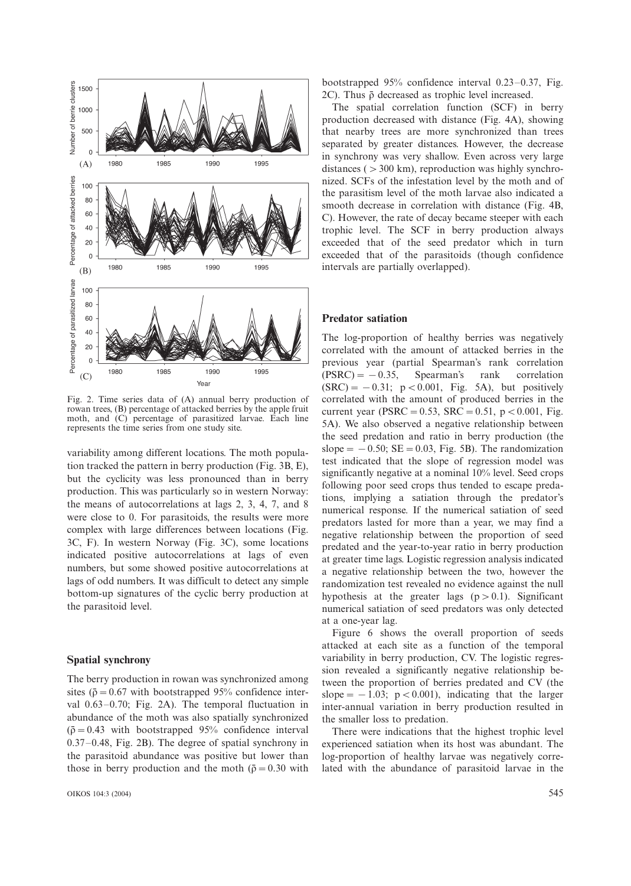Fig. 2. Time series data of (A) annual berry production of rowan trees, (B) percentage of attacked berries by the apple fruit moth, and (C) percentage of parasitized larvae. Each line represents the time series from one study site.

variability among different locations. The moth population tracked the pattern in berry production (Fig. 3B, E), but the cyclicity was less pronounced than in berry production. This was particularly so in western Norway: the means of autocorrelations at lags 2, 3, 4, 7, and 8 were close to 0. For parasitoids, the results were more complex with large differences between locations (Fig. 3C, F). In western Norway (Fig. 3C), some locations indicated positive autocorrelations at lags of even numbers, but some showed positive autocorrelations at lags of odd numbers. It was difficult to detect any simple bottom-up signatures of the cyclic berry production at the parasitoid level.

## Spatial synchrony

The berry production in rowan was synchronized among sites ($\bar{\rho} = 0.67$ with bootstrapped 95% confidence interval 0.63–0.70; Fig. 2A). The temporal fluctuation in abundance of the moth was also spatially synchronized ($\bar{\rho} = 0.43$ with bootstrapped 95% confidence interval 0.37–0.48, Fig. 2B). The degree of spatial synchrony in the parasitoid abundance was positive but lower than those in berry production and the moth ($\bar{\rho} = 0.30$ with bootstrapped 95% confidence interval 0.23–0.37, Fig. 2C). Thus $\bar{\rho}$ decreased as trophic level increased.

The spatial correlation function (SCF) in berry production decreased with distance (Fig. 4A), showing that nearby trees are more synchronized than trees separated by greater distances. However, the decrease in synchrony was very shallow. Even across very large distances ( > 300 km), reproduction was highly synchronized. SCFs of the infestation level by the moth and of the parasitism level of the moth larvae also indicated a smooth decrease in correlation with distance (Fig. 4B, C). However, the rate of decay became steeper with each trophic level. The SCF in berry production always exceeded that of the seed predator which in turn exceeded that of the parasitoids (though confidence intervals are partially overlapped).

## Predator satiation

The log-proportion of healthy berries was negatively correlated with the amount of attacked berries in the previous year (partial Spearman's rank correlation (PSRC) = −0.35, Spearman's rank correlation (SRC) = −0.31; $p < 0.001$, Fig. 5A), but positively correlated with the amount of produced berries in the current year (PSRC = 0.53, SRC = 0.51, $p < 0.001$, Fig. 5A). We also observed a negative relationship between the seed predation and ratio in berry production (the slope = −0.50; SE = 0.03, Fig. 5B). The randomization test indicated that the slope of regression model was significantly negative at a nominal 10% level. Seed crops following poor seed crops thus tended to escape predations, implying a satiation through the predator's numerical response. If the numerical satiation of seed predators lasted for more than a year, we may find a negative relationship between the proportion of seed predated and the year-to-year ratio in berry production at greater time lags. Logistic regression analysis indicated a negative relationship between the two, however the randomization test revealed no evidence against the null hypothesis at the greater lags ($p > 0.1$). Significant numerical satiation of seed predators was only detected at a one-year lag.

Figure 6 shows the overall proportion of seeds attacked at each site as a function of the temporal variability in berry production, CV. The logistic regression revealed a significantly negative relationship between the proportion of berries predated and CV (the slope = −1.03; $p < 0.001$), indicating that the larger inter-annual variation in berry production resulted in the smaller loss to predation.

There were indications that the highest trophic level experienced satiation when its host was abundant. The log-proportion of healthy larvae was negatively correlated with the abundance of parasitoid larvae in the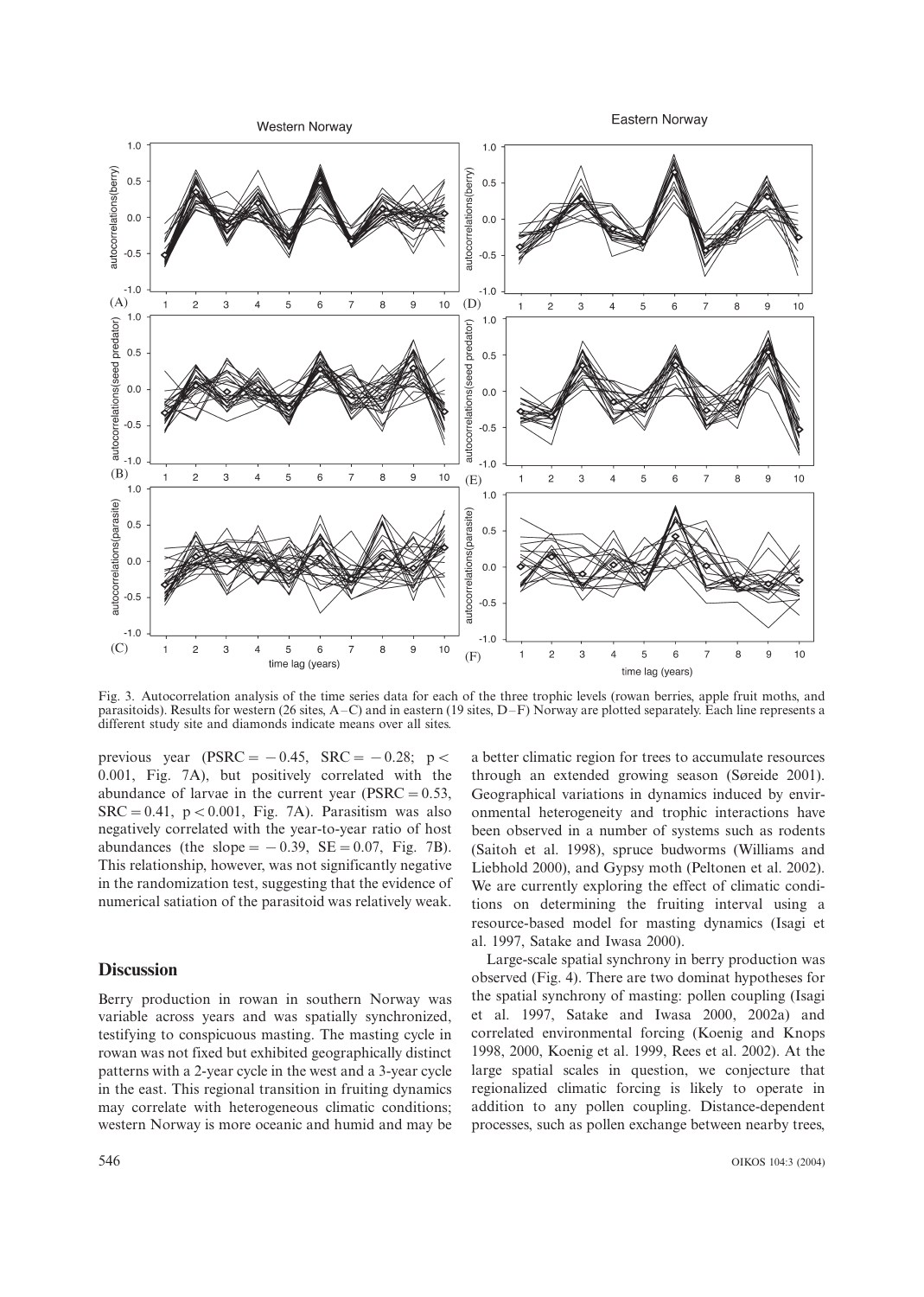Fig. 3. Autocorrelation analysis of the time series data for each of the three trophic levels (rowan berries, apple fruit moths, and parasitoids). Results for western (26 sites, A–C) and in eastern (19 sites, D–F) Norway are plotted separately. Each line represents a different study site and diamonds indicate means over all sites.

previous year (PSRC = −0.45, SRC = −0.28; $p < 0.001$, Fig. 7A), but positively correlated with the abundance of larvae in the current year (PSRC = 0.53, SRC = 0.41, $p < 0.001$, Fig. 7A). Parasitism was also negatively correlated with the year-to-year ratio of host abundances (the slope = −0.39, SE = 0.07, Fig. 7B). This relationship, however, was not significantly negative in the randomization test, suggesting that the evidence of numerical satiation of the parasitoid was relatively weak.

## Discussion

Berry production in rowan in southern Norway was variable across years and was spatially synchronized, testifying to conspicuous masting. The masting cycle in rowan was not fixed but exhibited geographically distinct patterns with a 2-year cycle in the west and a 3-year cycle in the east. This regional transition in fruiting dynamics may correlate with heterogeneous climatic conditions; western Norway is more oceanic and humid and may be a better climatic region for trees to accumulate resources through an extended growing season (Søreide 2001). Geographical variations in dynamics induced by environmental heterogeneity and trophic interactions have been observed in a number of systems such as rodents (Saitoh et al. 1998), spruce budworms (Williams and Liebhold 2000), and Gypsy moth (Peltonen et al. 2002). We are currently exploring the effect of climatic conditions on determining the fruiting interval using a resource-based model for masting dynamics (Isagi et al. 1997, Satake and Iwasa 2000).

Large-scale spatial synchrony in berry production was observed (Fig. 4). There are two dominat hypotheses for the spatial synchrony of masting: pollen coupling (Isagi et al. 1997, Satake and Iwasa 2000, 2002a) and correlated environmental forcing (Koenig and Knops 1998, 2000, Koenig et al. 1999, Rees et al. 2002). At the large spatial scales in question, we conjecture that regionalized climatic forcing is likely to operate in addition to any pollen coupling. Distance-dependent processes, such as pollen exchange between nearby trees,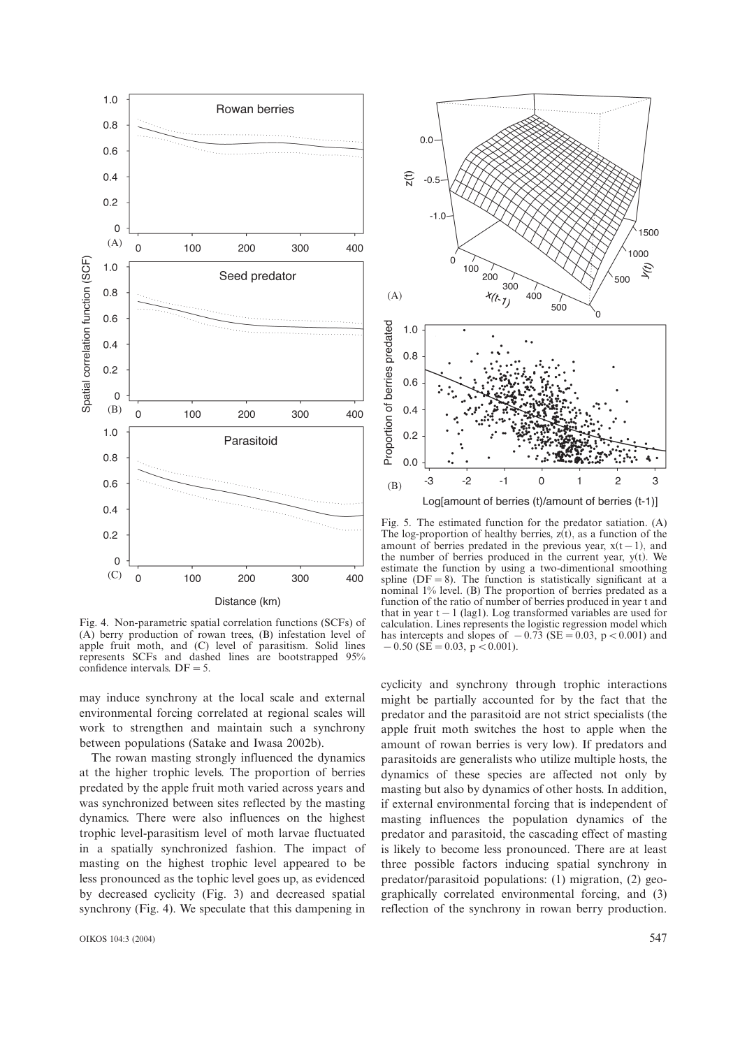Fig. 4. Non-parametric spatial correlation functions (SCFs) of (A) berry production of rowan trees, (B) infestation level of apple fruit moth, and (C) level of parasitism. Solid lines represents SCFs and dashed lines are bootstrapped 95% confidence intervals. DF = 5.

Fig. 5. The estimated function for the predator satiation. (A) The log-proportion of healthy berries, $z(t)$, as a function of the amount of berries predated in the previous year, $x(t-1)$, and the number of berries produced in the current year, $y(t)$. We estimate the function by using a two-dimentional smoothing spline ($DF = 8$). The function is statistically significant at a nominal 1% level. (B) The proportion of berries predated as a function of the ratio of number of berries produced in year t and that in year $t-1$ (lag1). Log transformed variables are used for calculation. Lines represents the logistic regression model which has intercepts and slopes of $-0.73$ ($SE = 0.03$, $p < 0.001$) and $-0.50$ ($SE = 0.03$, $p < 0.001$).

may induce synchrony at the local scale and external environmental forcing correlated at regional scales will work to strengthen and maintain such a synchrony between populations (Satake and Iwasa 2002b).

The rowan masting strongly influenced the dynamics at the higher trophic levels. The proportion of berries predated by the apple fruit moth varied across years and was synchronized between sites reflected by the masting dynamics. There were also influences on the highest trophic level-parasitism level of moth larvae fluctuated in a spatially synchronized fashion. The impact of masting on the highest trophic level appeared to be less pronounced as the tophic level goes up, as evidenced by decreased cyclicity (Fig. 3) and decreased spatial synchrony (Fig. 4). We speculate that this dampening in cyclicity and synchrony through trophic interactions might be partially accounted for by the fact that the predator and the parasitoid are not strict specialists (the apple fruit moth switches the host to apple when the amount of rowan berries is very low). If predators and parasitoids are generalists who utilize multiple hosts, the dynamics of these species are affected not only by masting but also by dynamics of other hosts. In addition, if external environmental forcing that is independent of masting influences the population dynamics of the predator and parasitoid, the cascading effect of masting is likely to become less pronounced. There are at least three possible factors inducing spatial synchrony in predator/parasitoid populations: (1) migration, (2) geographically correlated environmental forcing, and (3) reflection of the synchrony in rowan berry production.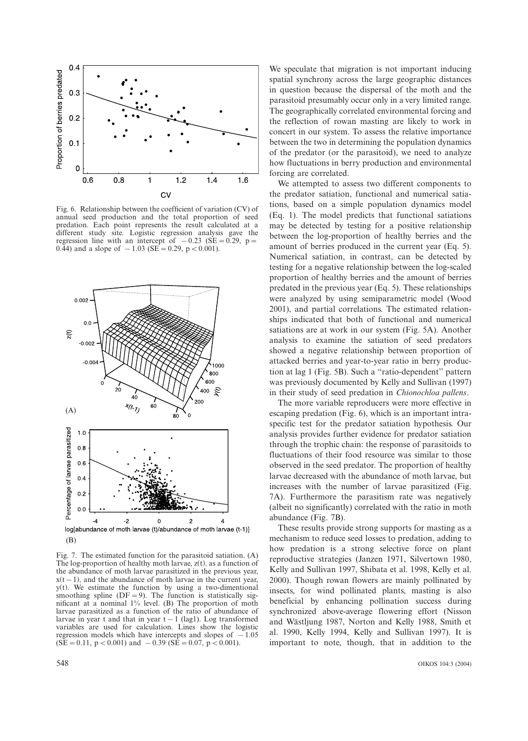Fig. 6. Relationship between the coefficient of variation (CV) of annual seed production and the total proportion of seed predation. Each point represents the result calculated at a different study site. Logistic regression analysis gave the regression line with an intercept of $-0.23$ ($SE = 0.29$, $p = 0.44$) and a slope of $-1.03$ ($SE = 0.29$, $p < 0.001$).

Fig. 7. The estimated function for the parasitoid satiation. (A) The log-proportion of healthy moth larvae, $z(t)$, as a function of the abundance of moth larvae parasitized in the previous year, $x(t-1)$, and the abundance of moth larvae in the current year, $y(t)$. We estimate the function by using a two-dimentional smoothing spline ($DF = 9$). The function is statistically significant at a nominal 1% level. (B) The proportion of moth larvae parasitized as a function of the ratio of abundance of larvae in year t and that in year $t-1$ (lag1). Log transformed variables are used for calculation. Lines show the logistic regression models which have intercepts and slopes of $-1.05$ ($SE = 0.11$, $p < 0.001$) and $-0.39$ ($SE = 0.07$, $p < 0.001$).

We speculate that migration is not important inducing spatial synchrony across the large geographic distances in question because the dispersal of the moth and the parasitoid presumably occur only in a very limited range. The geographically correlated environmental forcing and the reflection of rowan masting are likely to work in concert in our system. To assess the relative importance between the two in determining the population dynamics of the predator (or the parasitoid), we need to analyze how fluctuations in berry production and environmental forcing are correlated.

We attempted to assess two different components to the predator satiation, functional and numerical satiations, based on a simple population dynamics model (Eq. 1). The model predicts that functional satiations may be detected by testing for a positive relationship between the log-proportion of healthy berries and the amount of berries produced in the current year (Eq. 5). Numerical satiation, in contrast, can be detected by testing for a negative relationship between the log-scaled proportion of healthy berries and the amount of berries predated in the previous year (Eq. 5). These relationships were analyzed by using semiparametric model (Wood 2001), and partial correlations. The estimated relationships indicated that both of functional and numerical satiations are at work in our system (Fig. 5A). Another analysis to examine the satiation of seed predators showed a negative relationship between proportion of attacked berries and year-to-year ratio in berry production at lag 1 (Fig. 5B). Such a "ratio-dependent" pattern was previously documented by Kelly and Sullivan (1997) in their study of seed predation in *Chionochloa pallens*.

The more variable reproducers were more effective in escaping predation (Fig. 6), which is an important intraspecific test for the predator satiation hypothesis. Our analysis provides further evidence for predator satiation through the trophic chain: the response of parasitoids to fluctuations of their food resource was similar to those observed in the seed predator. The proportion of healthy larvae decreased with the abundance of moth larvae, but increases with the number of larvae parasitized (Fig. 7A). Furthermore the parasitism rate was negatively (albeit no significantly) correlated with the ratio in moth abundance (Fig. 7B).

These results provide strong supports for masting as a mechanism to reduce seed losses to predation, adding to how predation is a strong selective force on plant reproductive strategies (Janzen 1971, Silvertown 1980, Kelly and Sullivan 1997, Shibata et al. 1998, Kelly et al. 2000). Though rowan flowers are mainly pollinated by insects, for wind pollinated plants, masting is also beneficial by enhancing pollination success during synchronized above-average flowering effort (Nisson and Wästljung 1987, Norton and Kelly 1988, Smith et al. 1990, Kelly 1994, Kelly and Sullivan 1997). It is important to note, though, that in addition to the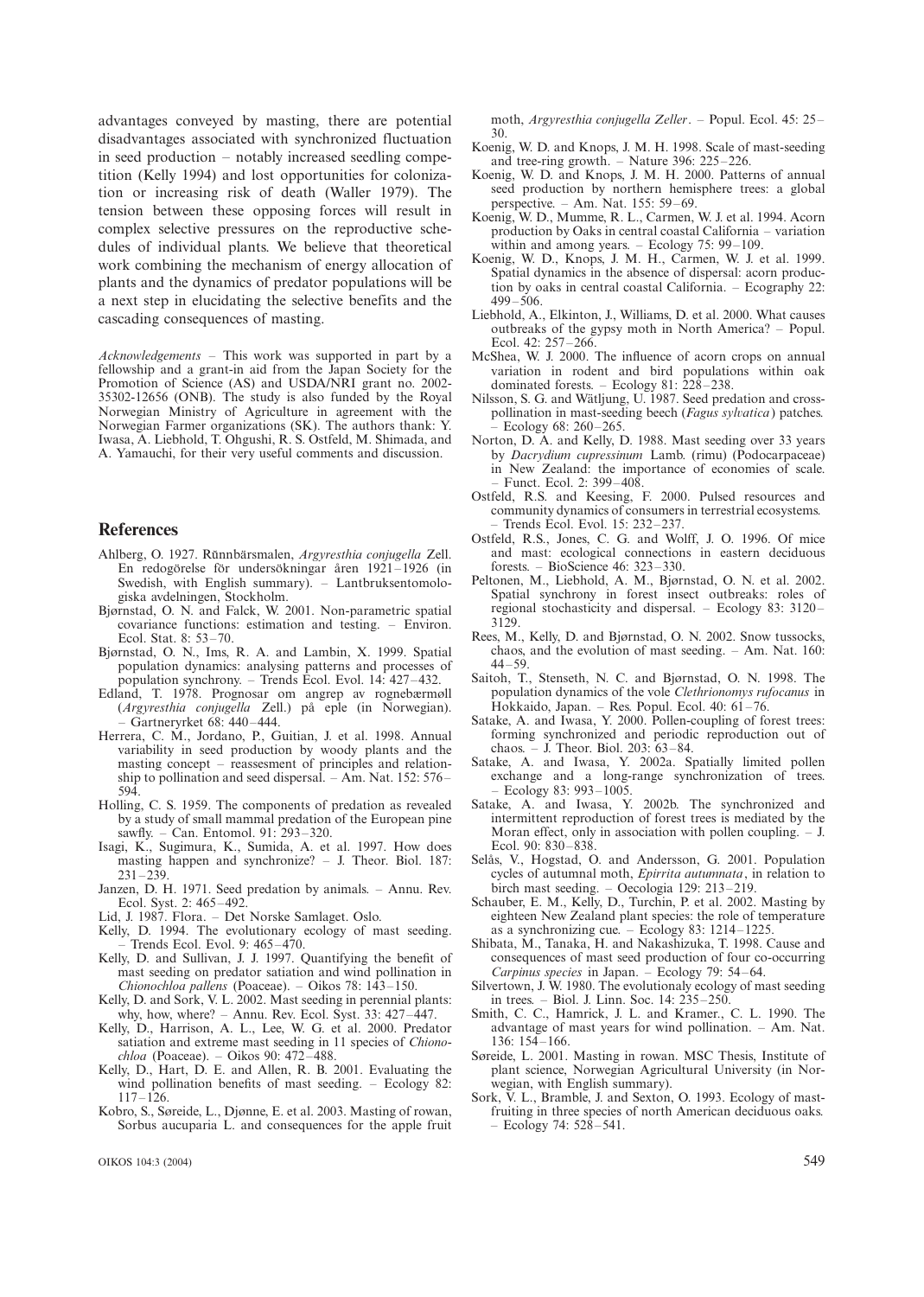advantages conveyed by masting, there are potential disadvantages associated with synchronized fluctuation in seed production – notably increased seedling competition (Kelly 1994) and lost opportunities for colonization or increasing risk of death (Waller 1979). The tension between these opposing forces will result in complex selective pressures on the reproductive schedules of individual plants. We believe that theoretical work combining the mechanism of energy allocation of plants and the dynamics of predator populations will be a next step in elucidating the selective benefits and the cascading consequences of masting.

*Acknowledgements* – This work was supported in part by a fellowship and a grant-in aid from the Japan Society for the Promotion of Science (AS) and USDA/NRI grant no. 2002-35302-12656 (ONB). The study is also funded by the Royal Norwegian Ministry of Agriculture in agreement with the Norwegian Farmer organizations (SK). The authors thank: Y. Iwasa, A. Liebhold, T. Ohgushi, R. S. Ostfeld, M. Shimada, and A. Yamauchi, for their very useful comments and discussion.

## References

Ahlberg, O. 1927. Rūnnbärsmalen, *Argyresthia conjugella* Zell. En redogörelse för undersökningar åren 1921–1926 (in Swedish, with English summary). – Lantbruksentomologiska avdelningen, Stockholm.

Bjørnstad, O. N. and Falck, W. 2001. Non-parametric spatial covariance functions: estimation and testing. – Environ. Ecol. Stat. 8: 53–70.

Bjørnstad, O. N., Ims, R. A. and Lambin, X. 1999. Spatial population dynamics: analysing patterns and processes of population synchrony. – Trends Ecol. Evol. 14: 427–432.

Edland, T. 1978. Prognosar om angrep av rognebærmøll (*Argyresthia conjugella* Zell.) på eple (in Norwegian). – Gartneryrket 68: 440–444.

Herrera, C. M., Jordano, P., Guitian, J. et al. 1998. Annual variability in seed production by woody plants and the masting concept – reassessment of principles and relationship to pollination and seed dispersal. – Am. Nat. 152: 576–594.

Holling, C. S. 1959. The components of predation as revealed by a study of small mammal predation of the European pine sawfly. – Can. Entomol. 91: 293–320.

Isagi, K., Sugimura, K., Sumida, A. et al. 1997. How does masting happen and synchronize? – J. Theor. Biol. 187: 231–239.

Janzen, D. H. 1971. Seed predation by animals. – Annu. Rev. Ecol. Syst. 2: 465–492.

Lid, J. 1987. Flora. – Det Norske Samlaget. Oslo.

Kelly, D. 1994. The evolutionary ecology of mast seeding. – Trends Ecol. Evol. 9: 465–470.

Kelly, D. and Sullivan, J. J. 1997. Quantifying the benefit of mast seeding on predator satiation and wind pollination in *Chionochloa pallens* (Poaceae). – Oikos 78: 143–150.

Kelly, D. and Sork, V. L. 2002. Mast seeding in perennial plants: why, how, where? – Annu. Rev. Ecol. Syst. 33: 427–447.

Kelly, D., Harrison, A. L., Lee, W. G. et al. 2000. Predator satiation and extreme mast seeding in 11 species of *Chionochloa* (Poaceae). – Oikos 90: 472–488.

Kelly, D., Hart, D. E. and Allen, R. B. 2001. Evaluating the wind pollination benefits of mast seeding. – Ecology 82: 117–126.

Kobro, S., Søreide, L., Djønne, E. et al. 2003. Masting of rowan, Sorbus aucuparia L. and consequences for the apple fruit moth, *Argyresthia conjugella Zeller*. – Popul. Ecol. 45: 25–30.

Koenig, W. D. and Knops, J. M. H. 1998. Scale of mast-seeding and tree-ring growth. – Nature 396: 225–226.

Koenig, W. D. and Knops, J. M. H. 2000. Patterns of annual seed production by northern hemisphere trees: a global perspective. – Am. Nat. 155: 59–69.

Koenig, W. D., Mumme, R. L., Carmen, W. J. et al. 1994. Acorn production by Oaks in central coastal California – variation within and among years. – Ecology 75: 99–109.

Koenig, W. D., Knops, J. M. H., Carmen, W. J. et al. 1999. Spatial dynamics in the absence of dispersal: acorn production by oaks in central coastal California. – Ecography 22: 499–506.

Liebhold, A., Elkinton, J., Williams, D. et al. 2000. What causes outbreaks of the gypsy moth in North America? – Popul. Ecol. 42: 257–266.

McShea, W. J. 2000. The influence of acorn crops on annual variation in rodent and bird populations within oak dominated forests. – Ecology 81: 228–238.

Nilsson, S. G. and Wätljung, U. 1987. Seed predation and cross-pollination in mast-seeding beech (*Fagus sylvatica*) patches. – Ecology 68: 260–265.

Norton, D. A. and Kelly, D. 1988. Mast seeding over 33 years by *Dacrydium cupressinum* Lamb. (rimu) (Podocarpaceae) in New Zealand: the importance of economies of scale. – Funct. Ecol. 2: 399–408.

Ostfeld, R.S. and Keesing, F. 2000. Pulsed resources and community dynamics of consumers in terrestrial ecosystems. – Trends Ecol. Evol. 15: 232–237.

Ostfeld, R.S., Jones, C. G. and Wolff, J. O. 1996. Of mice and mast: ecological connections in eastern deciduous forests. – BioScience 46: 323–330.

Peltonen, M., Liebhold, A. M., Bjørnstad, O. N. et al. 2002. Spatial synchrony in forest insect outbreaks: roles of regional stochasticity and dispersal. – Ecology 83: 3120–3129.

Rees, M., Kelly, D. and Bjørnstad, O. N. 2002. Snow tussocks, chaos, and the evolution of mast seeding. – Am. Nat. 160: 44–59.

Saitoh, T., Stenseth, N. C. and Bjørnstad, O. N. 1998. The population dynamics of the vole *Clethrionomys rufocanus* in Hokkaido, Japan. – Res. Popul. Ecol. 40: 61–76.

Satake, A. and Iwasa, Y. 2000. Pollen-coupling of forest trees: forming synchronized and periodic reproduction out of chaos. – J. Theor. Biol. 203: 63–84.

Satake, A. and Iwasa, Y. 2002a. Spatially limited pollen exchange and a long-range synchronization of trees. – Ecology 83: 993–1005.

Satake, A. and Iwasa, Y. 2002b. The synchronized and intermittent reproduction of forest trees is mediated by the Moran effect, only in association with pollen coupling. – J. Ecol. 90: 830–838.

Selås, V., Hogstad, O. and Andersson, G. 2001. Population cycles of autumnal moth, *Epirrita autumnata*, in relation to birch mast seeding. – Oecologia 129: 213–219.

Schauber, E. M., Kelly, D., Turchin, P. et al. 2002. Masting by eighteen New Zealand plant species: the role of temperature as a synchronizing cue. – Ecology 83: 1214–1225.

Shibata, M., Tanaka, H. and Nakashizuka, T. 1998. Cause and consequences of mast seed production of four co-occurring *Carpinus species* in Japan. – Ecology 79: 54–64.

Silvertown, J. W. 1980. The evolutionaly ecology of mast seeding in trees. – Biol. J. Linn. Soc. 14: 235–250.

Smith, C. C., Hamrick, J. L. and Kramer., C. L. 1990. The advantage of mast years for wind pollination. – Am. Nat. 136: 154–166.

Søreide, L. 2001. Masting in rowan. MSC Thesis, Institute of plant science, Norwegian Agricultural University (in Norwegian, with English summary).

Sork, V. L., Bramble, J. and Sexton, O. 1993. Ecology of mast-fruiting in three species of north American deciduous oaks. – Ecology 74: 528–541.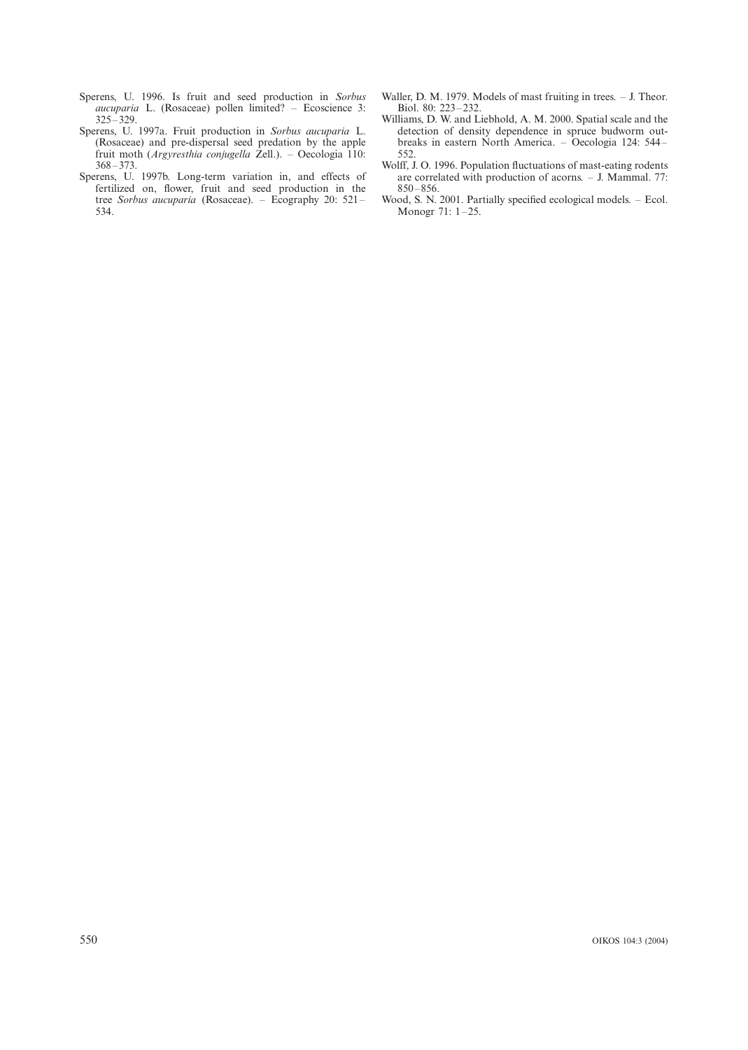Sperens, U. 1996. Is fruit and seed production in *Sorbus aucuparia* L. (Rosaceae) pollen limited? – Ecoscience 3: 325–329.

Sperens, U. 1997a. Fruit production in *Sorbus aucuparia* L. (Rosaceae) and pre-dispersal seed predation by the apple fruit moth (*Argyresthia conjugella* Zell.). – Oecologia 110: 368–373.

Sperens, U. 1997b. Long-term variation in, and effects of fertilized on, flower, fruit and seed production in the tree *Sorbus aucuparia* (Rosaceae). – Ecography 20: 521–534.

Waller, D. M. 1979. Models of mast fruiting in trees. – J. Theor. Biol. 80: 223–232.

Williams, D. W. and Liebhold, A. M. 2000. Spatial scale and the detection of density dependence in spruce budworm outbreaks in eastern North America. – Oecologia 124: 544–552.

Wolff, J. O. 1996. Population fluctuations of mast-eating rodents are correlated with production of acorns. – J. Mammal. 77: 850–856.

Wood, S. N. 2001. Partially specified ecological models. – Ecol. Monogr 71: 1–25.